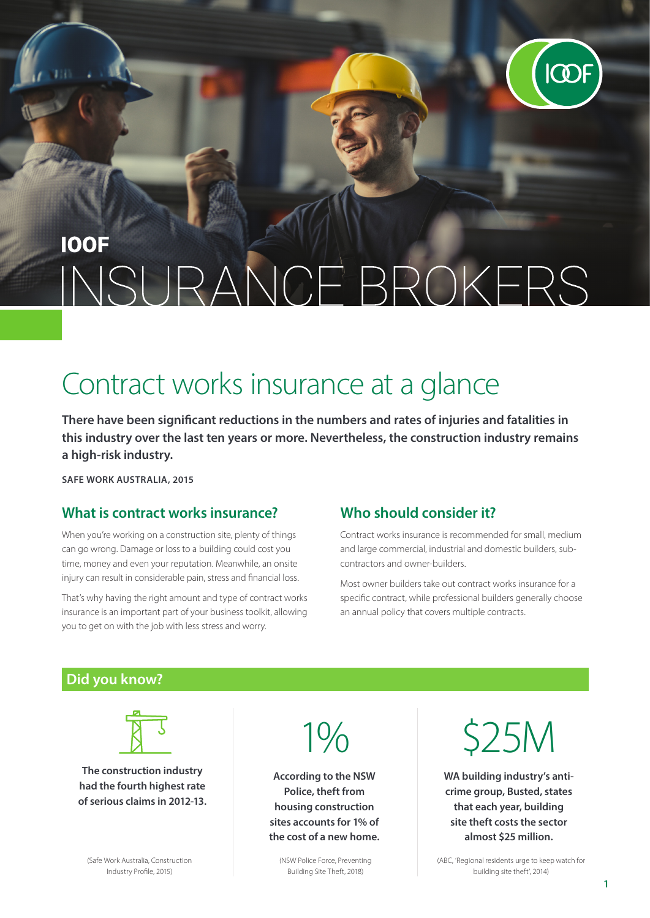# IOOF INSURANCE BROKERS

## Contract works insurance at a glance

**There have been significant reductions in the numbers and rates of injuries and fatalities in this industry over the last ten years or more. Nevertheless, the construction industry remains a high-risk industry.**

**SAFE WORK AUSTRALIA, 2015**

### What is contract works insurance?

When you're working on a construction site, plenty of things can go wrong. Damage or loss to a building could cost you time, money and even your reputation. Meanwhile, an onsite injury can result in considerable pain, stress and financial loss.

That's why having the right amount and type of contract works insurance is an important part of your business toolkit, allowing you to get on with the job with less stress and worry.

### Who should consider it?

Contract works insurance is recommended for small, medium and large commercial, industrial and domestic builders, sub-contractors and owner-builders.

Most owner builders take out contract works insurance for a specific contract, while professional builders generally choose an annual policy that covers multiple contracts.

### Did you know?

**The construction industry had the fourth highest rate of serious claims in 2012-13.**

(Safe Work Australia, Construction Industry Profile, 2015)

1%

**According to the NSW Police, theft from housing construction sites accounts for 1% of the cost of a new home.**

(NSW Police Force, Preventing Building Site Theft, 2018)

$25M

**WA building industry's anti-crime group, Busted, states that each year, building site theft costs the sector almost $25 million.**

(ABC, 'Regional residents urge to keep watch for building site theft', 2014)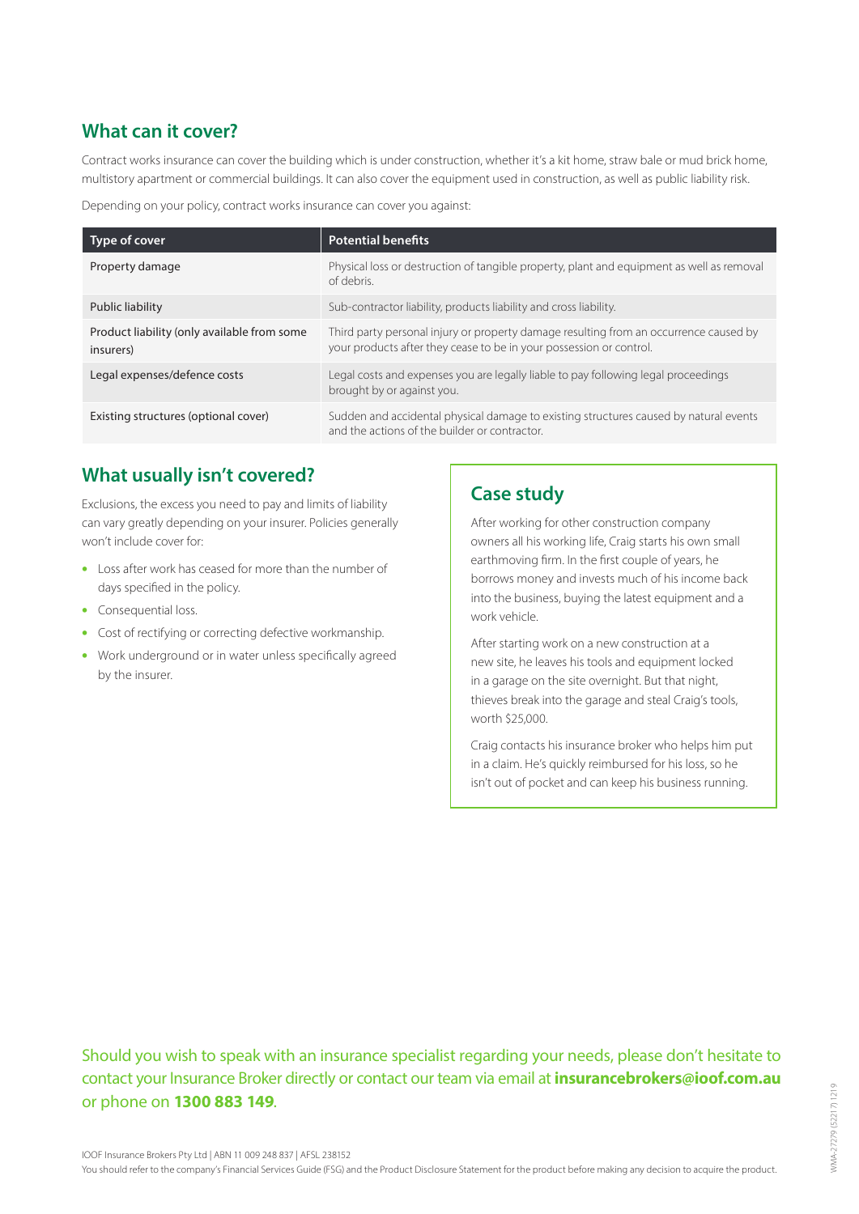## What can it cover?

Contract works insurance can cover the building which is under construction, whether it's a kit home, straw bale or mud brick home, multistory apartment or commercial buildings. It can also cover the equipment used in construction, as well as public liability risk.

Depending on your policy, contract works insurance can cover you against:

| Type of cover | Potential benefits |
|---|---|
| Property damage | Physical loss or destruction of tangible property, plant and equipment as well as removal of debris. |
| Public liability | Sub-contractor liability, products liability and cross liability. |
| Product liability (only available from some insurers) | Third party personal injury or property damage resulting from an occurrence caused by your products after they cease to be in your possession or control. |
| Legal expenses/defence costs | Legal costs and expenses you are legally liable to pay following legal proceedings brought by or against you. |
| Existing structures (optional cover) | Sudden and accidental physical damage to existing structures caused by natural events and the actions of the builder or contractor. |

## What usually isn't covered?

Exclusions, the excess you need to pay and limits of liability can vary greatly depending on your insurer. Policies generally won't include cover for:

- Loss after work has ceased for more than the number of days specified in the policy.
- Consequential loss.
- Cost of rectifying or correcting defective workmanship.
- Work underground or in water unless specifically agreed by the insurer.

## Case study

After working for other construction company owners all his working life, Craig starts his own small earthmoving firm. In the first couple of years, he borrows money and invests much of his income back into the business, buying the latest equipment and a work vehicle.

After starting work on a new construction at a new site, he leaves his tools and equipment locked in a garage on the site overnight. But that night, thieves break into the garage and steal Craig's tools, worth $25,000.

Craig contacts his insurance broker who helps him put in a claim. He's quickly reimbursed for his loss, so he isn't out of pocket and can keep his business running.

Should you wish to speak with an insurance specialist regarding your needs, please don't hesitate to contact your Insurance Broker directly or contact our team via email at **insurancebrokers@ioof.com.au** or phone on **1300 883 149**.

IOOF Insurance Brokers Pty Ltd | ABN 11 009 248 837 | AFSL 238152

You should refer to the company's Financial Services Guide (FSG) and the Product Disclosure Statement for the product before making any decision to acquire the product.

WMA-27279 (52217) 1219